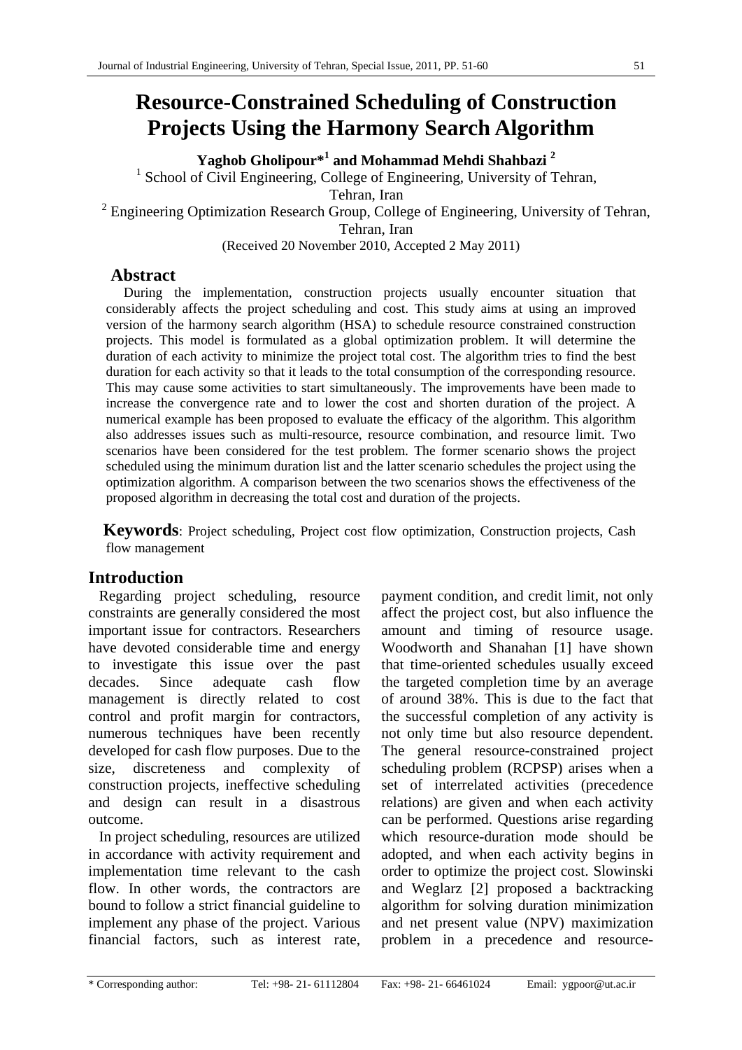# Resource-Constrained Scheduling of Construction Projects Using the Harmony Search Algorithm

**Yaghob Gholipour*[1] and Mohammad Mehdi Shahbazi [2]**

[1] School of Civil Engineering, College of Engineering, University of Tehran, Tehran, Iran

[2] Engineering Optimization Research Group, College of Engineering, University of Tehran, Tehran, Iran

(Received 20 November 2010, Accepted 2 May 2011)

## Abstract

During the implementation, construction projects usually encounter situation that considerably affects the project scheduling and cost. This study aims at using an improved version of the harmony search algorithm (HSA) to schedule resource constrained construction projects. This model is formulated as a global optimization problem. It will determine the duration of each activity to minimize the project total cost. The algorithm tries to find the best duration for each activity so that it leads to the total consumption of the corresponding resource. This may cause some activities to start simultaneously. The improvements have been made to increase the convergence rate and to lower the cost and shorten duration of the project. A numerical example has been proposed to evaluate the efficacy of the algorithm. This algorithm also addresses issues such as multi-resource, resource combination, and resource limit. Two scenarios have been considered for the test problem. The former scenario shows the project scheduled using the minimum duration list and the latter scenario schedules the project using the optimization algorithm. A comparison between the two scenarios shows the effectiveness of the proposed algorithm in decreasing the total cost and duration of the projects.

**Keywords**: Project scheduling, Project cost flow optimization, Construction projects, Cash flow management

## Introduction

Regarding project scheduling, resource constraints are generally considered the most important issue for contractors. Researchers have devoted considerable time and energy to investigate this issue over the past decades. Since adequate cash flow management is directly related to cost control and profit margin for contractors, numerous techniques have been recently developed for cash flow purposes. Due to the size, discreteness and complexity of construction projects, ineffective scheduling and design can result in a disastrous outcome.

In project scheduling, resources are utilized in accordance with activity requirement and implementation time relevant to the cash flow. In other words, the contractors are bound to follow a strict financial guideline to implement any phase of the project. Various financial factors, such as interest rate, payment condition, and credit limit, not only affect the project cost, but also influence the amount and timing of resource usage. Woodworth and Shanahan [1] have shown that time-oriented schedules usually exceed the targeted completion time by an average of around 38%. This is due to the fact that the successful completion of any activity is not only time but also resource dependent. The general resource-constrained project scheduling problem (RCPSP) arises when a set of interrelated activities (precedence relations) are given and when each activity can be performed. Questions arise regarding which resource-duration mode should be adopted, and when each activity begins in order to optimize the project cost. Slowinski and Weglarz [2] proposed a backtracking algorithm for solving duration minimization and net present value (NPV) maximization problem in a precedence and resource-

\* Corresponding author: Tel: +98- 21- 61112804 Fax: +98- 21- 66461024 Email: ygpoor@ut.ac.ir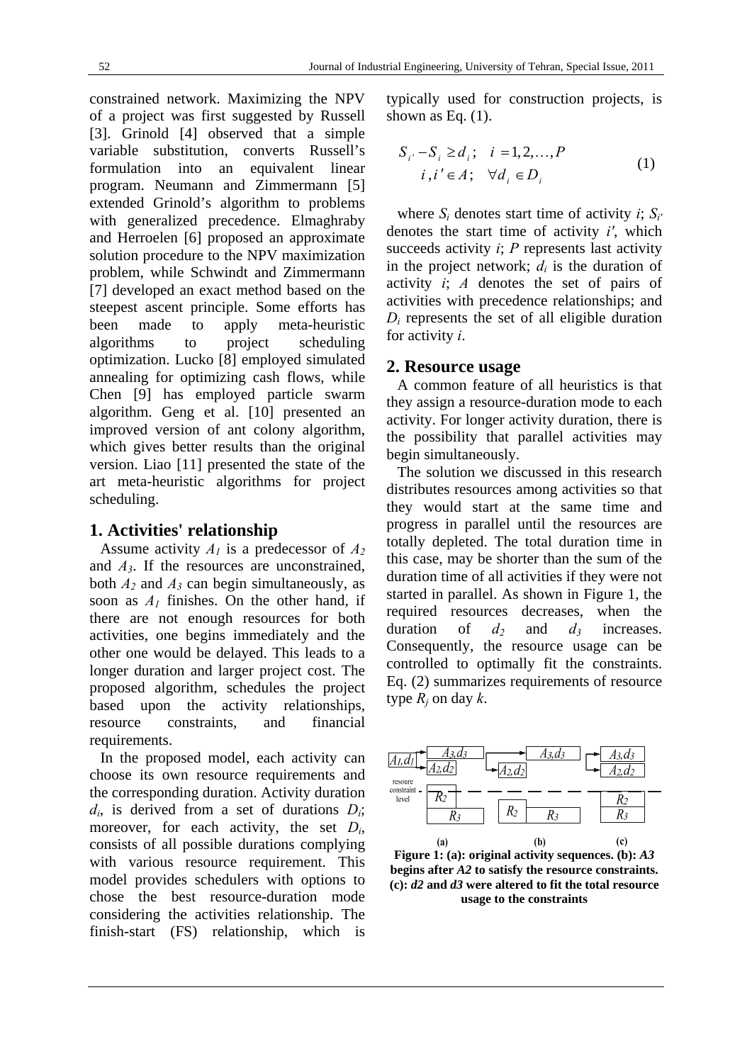constrained network. Maximizing the NPV of a project was first suggested by Russell [3]. Grinold [4] observed that a simple variable substitution, converts Russell's formulation into an equivalent linear program. Neumann and Zimmermann [5] extended Grinold's algorithm to problems with generalized precedence. Elmaghraby and Herroelen [6] proposed an approximate solution procedure to the NPV maximization problem, while Schwindt and Zimmermann [7] developed an exact method based on the steepest ascent principle. Some efforts has been made to apply meta-heuristic algorithms to project scheduling optimization. Lucko [8] employed simulated annealing for optimizing cash flows, while Chen [9] has employed particle swarm algorithm. Geng et al. [10] presented an improved version of ant colony algorithm, which gives better results than the original version. Liao [11] presented the state of the art meta-heuristic algorithms for project scheduling.

## 1. Activities' relationship

Assume activity $A_1$ is a predecessor of $A_2$ and $A_3$. If the resources are unconstrained, both $A_2$ and $A_3$ can begin simultaneously, as soon as $A_1$ finishes. On the other hand, if there are not enough resources for both activities, one begins immediately and the other one would be delayed. This leads to a longer duration and larger project cost. The proposed algorithm, schedules the project based upon the activity relationships, resource constraints, and financial requirements.

In the proposed model, each activity can choose its own resource requirements and the corresponding duration. Activity duration $d_i$, is derived from a set of durations $D_i$; moreover, for each activity, the set $D_i$, consists of all possible durations complying with various resource requirement. This model provides schedulers with options to chose the best resource-duration mode considering the activities relationship. The finish-start (FS) relationship, which is typically used for construction projects, is shown as Eq. (1).

$$
\begin{aligned}
& S_{i'} - S_i \geq d_i; \quad i = 1, 2, \ldots, P \\
& i, i' \in A; \quad \forall d_i \in D_i
\end{aligned} \tag{1}
$$

where $S_i$ denotes start time of activity $i$; $S_{i'}$ denotes the start time of activity $i'$, which succeeds activity $i$; $P$ represents last activity in the project network; $d_i$ is the duration of activity $i$; $A$ denotes the set of pairs of activities with precedence relationships; and $D_i$ represents the set of all eligible duration for activity $i$.

## 2. Resource usage

A common feature of all heuristics is that they assign a resource-duration mode to each activity. For longer activity duration, there is the possibility that parallel activities may begin simultaneously.

The solution we discussed in this research distributes resources among activities so that they would start at the same time and progress in parallel until the resources are totally depleted. The total duration time in this case, may be shorter than the sum of the duration time of all activities if they were not started in parallel. As shown in Figure 1, the required resources decreases, when the duration of $d_2$ and $d_3$ increases. Consequently, the resource usage can be controlled to optimally fit the constraints. Eq. (2) summarizes requirements of resource type $R_j$ on day $k$.

**Figure 1: (a): original activity sequences. (b): *A3* begins after *A2* to satisfy the resource constraints. (c): *d2* and *d3* were altered to fit the total resource usage to the constraints**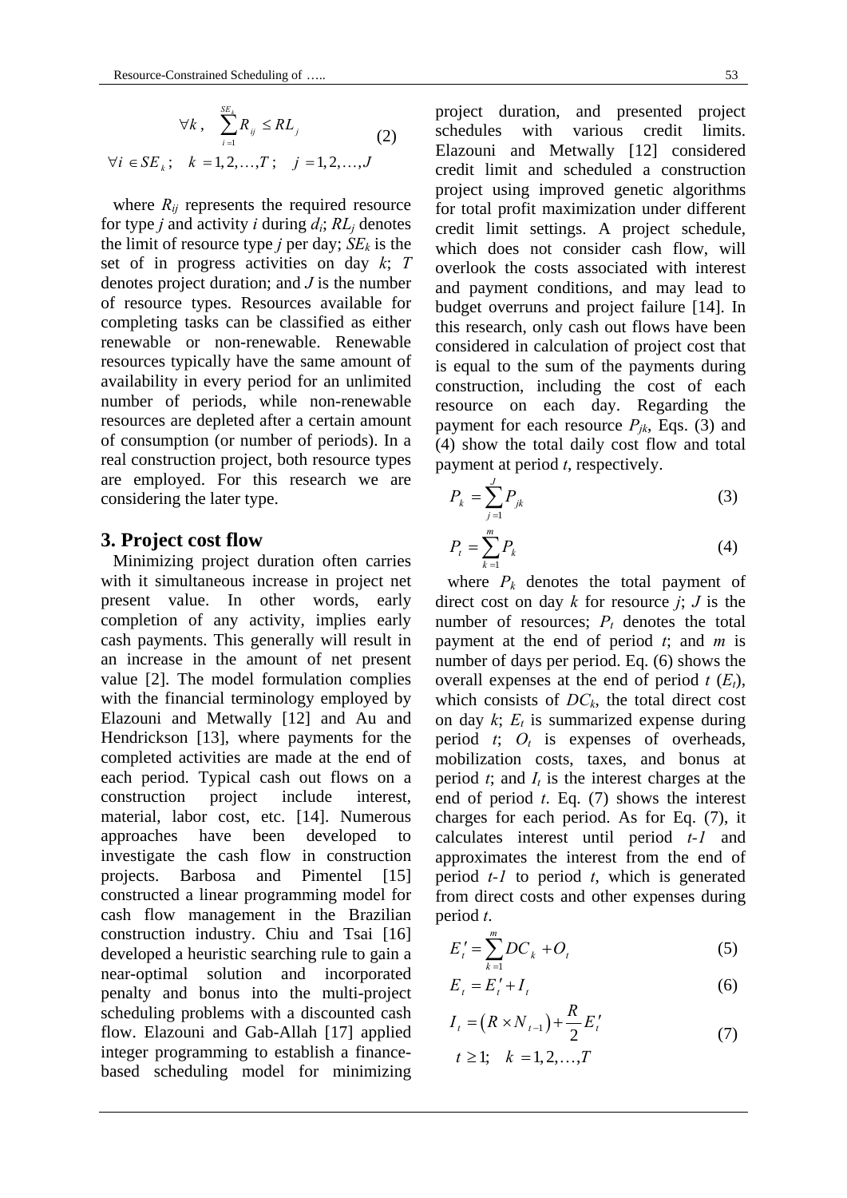$$\forall k, \quad \sum_{i=1}^{SE_k} R_{ij} \leq RL_j \tag{2}$$

$$\forall i \in SE_k; \quad k = 1, 2, \ldots, T; \quad j = 1, 2, \ldots, J$$

where $R_{ij}$ represents the required resource for type $j$ and activity $i$ during $d_i$; $RL_j$ denotes the limit of resource type $j$ per day; $SE_k$ is the set of in progress activities on day $k$; $T$ denotes project duration; and $J$ is the number of resource types. Resources available for completing tasks can be classified as either renewable or non-renewable. Renewable resources typically have the same amount of availability in every period for an unlimited number of periods, while non-renewable resources are depleted after a certain amount of consumption (or number of periods). In a real construction project, both resource types are employed. For this research we are considering the later type.

## 3. Project cost flow

Minimizing project duration often carries with it simultaneous increase in project net present value. In other words, early completion of any activity, implies early cash payments. This generally will result in an increase in the amount of net present value [2]. The model formulation complies with the financial terminology employed by Elazouni and Metwally [12] and Au and Hendrickson [13], where payments for the completed activities are made at the end of each period. Typical cash out flows on a construction project include interest, material, labor cost, etc. [14]. Numerous approaches have been developed to investigate the cash flow in construction projects. Barbosa and Pimentel [15] constructed a linear programming model for cash flow management in the Brazilian construction industry. Chiu and Tsai [16] developed a heuristic searching rule to gain a near-optimal solution and incorporated penalty and bonus into the multi-project scheduling problems with a discounted cash flow. Elazouni and Gab-Allah [17] applied integer programming to establish a finance-based scheduling model for minimizing project duration, and presented project schedules with various credit limits. Elazouni and Metwally [12] considered credit limit and scheduled a construction project using improved genetic algorithms for total profit maximization under different credit limit settings. A project schedule, which does not consider cash flow, will overlook the costs associated with interest and payment conditions, and may lead to budget overruns and project failure [14]. In this research, only cash out flows have been considered in calculation of project cost that is equal to the sum of the payments during construction, including the cost of each resource on each day. Regarding the payment for each resource $P_{jk}$, Eqs. (3) and (4) show the total daily cost flow and total payment at period $t$, respectively.

$$P_k = \sum_{j=1}^{J} P_{jk} \tag{3}$$

$$P_t = \sum_{k=1}^{m} P_k \tag{4}$$

where $P_k$ denotes the total payment of direct cost on day $k$ for resource $j$; $J$ is the number of resources; $P_t$ denotes the total payment at the end of period $t$; and $m$ is number of days per period. Eq. (6) shows the overall expenses at the end of period $t$ ($E_t$), which consists of $DC_k$, the total direct cost on day $k$; $E_t$ is summarized expense during period $t$; $O_t$ is expenses of overheads, mobilization costs, taxes, and bonus at period $t$; and $I_t$ is the interest charges at the end of period $t$. Eq. (7) shows the interest charges for each period. As for Eq. (7), it calculates interest until period $t$-$1$ and approximates the interest from the end of period $t$-$1$ to period $t$, which is generated from direct costs and other expenses during period $t$.

$$E'_t = \sum_{k=1}^{m} DC_k + O_t \tag{5}$$

$$E_t = E'_t + I_t \tag{6}$$

$$I_t = \left(R \times N_{t-1}\right) + \frac{R}{2} E'_t \tag{7}$$

$$t \geq 1; \quad k = 1, 2, \ldots, T$$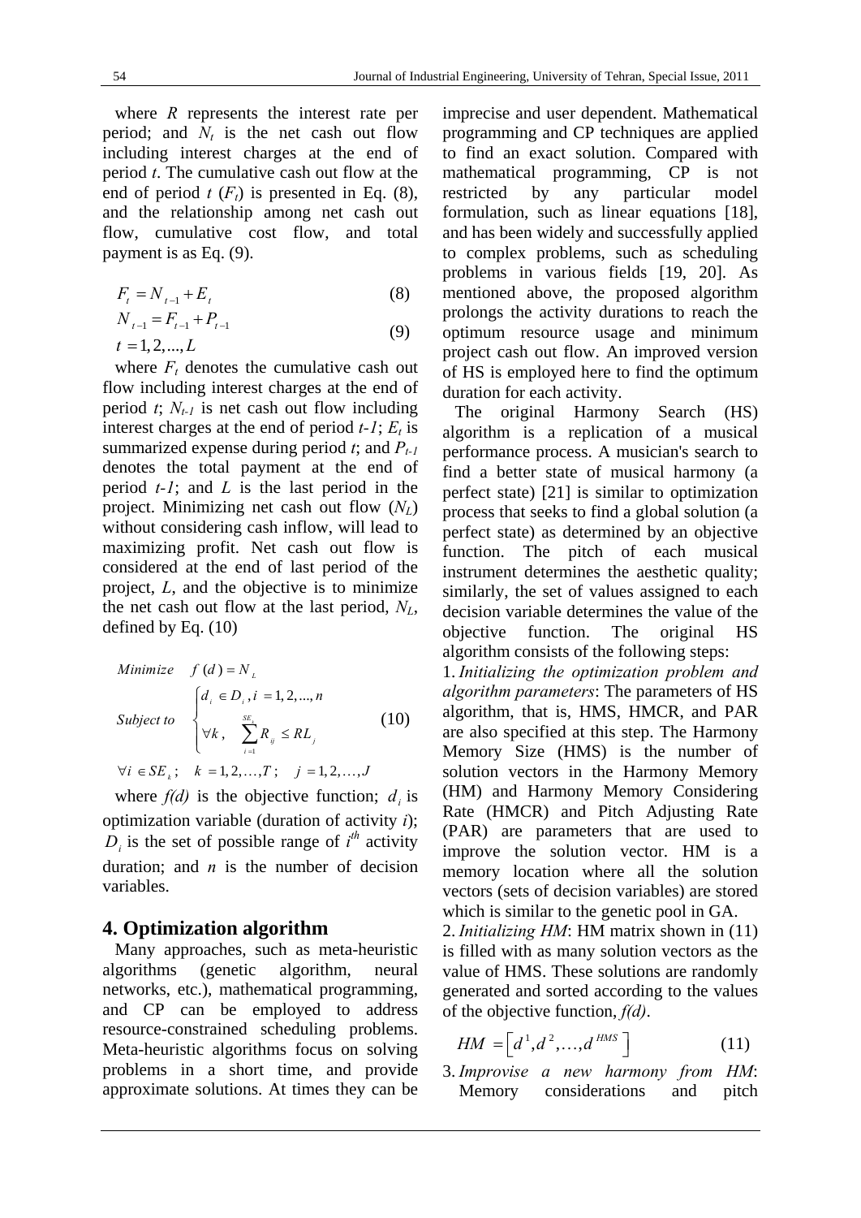where $R$ represents the interest rate per period; and $N_t$ is the net cash out flow including interest charges at the end of period $t$. The cumulative cash out flow at the end of period $t$ ($F_t$) is presented in Eq. (8), and the relationship among net cash out flow, cumulative cost flow, and total payment is as Eq. (9).

$$F_t = N_{t-1} + E_t \tag{8}$$

$$N_{t-1} = F_{t-1} + P_{t-1}$$
$$t = 1, 2, ..., L \tag{9}$$

where $F_t$ denotes the cumulative cash out flow including interest charges at the end of period $t$; $N_{t-1}$ is net cash out flow including interest charges at the end of period $t-1$; $E_t$ is summarized expense during period $t$; and $P_{t-1}$ denotes the total payment at the end of period $t-1$; and $L$ is the last period in the project. Minimizing net cash out flow ($N_L$) without considering cash inflow, will lead to maximizing profit. Net cash out flow is considered at the end of last period of the project, $L$, and the objective is to minimize the net cash out flow at the last period, $N_L$, defined by Eq. (10)

$$\begin{aligned} &Minimize \quad f(d) = N_L \\ &Subject\ to \quad \begin{cases} d_i \in D_i, i = 1, 2, ..., n \\ \forall k, \quad \sum_{i=1}^{SE_k} R_{ij} \le RL_j \end{cases} \\ &\forall i \in SE_k; \quad k = 1, 2, \ldots, T; \quad j = 1, 2, \ldots, J \end{aligned} \tag{10}$$

where $f(d)$ is the objective function; $d_i$ is optimization variable (duration of activity $i$); $D_i$ is the set of possible range of $i^{th}$ activity duration; and $n$ is the number of decision variables.

## 4. Optimization algorithm

Many approaches, such as meta-heuristic algorithms (genetic algorithm, neural networks, etc.), mathematical programming, and CP can be employed to address resource-constrained scheduling problems. Meta-heuristic algorithms focus on solving problems in a short time, and provide approximate solutions. At times they can be imprecise and user dependent. Mathematical programming and CP techniques are applied to find an exact solution. Compared with mathematical programming, CP is not restricted by any particular model formulation, such as linear equations [18], and has been widely and successfully applied to complex problems, such as scheduling problems in various fields [19, 20]. As mentioned above, the proposed algorithm prolongs the activity durations to reach the optimum resource usage and minimum project cash out flow. An improved version of HS is employed here to find the optimum duration for each activity.

The original Harmony Search (HS) algorithm is a replication of a musical performance process. A musician's search to find a better state of musical harmony (a perfect state) [21] is similar to optimization process that seeks to find a global solution (a perfect state) as determined by an objective function. The pitch of each musical instrument determines the aesthetic quality; similarly, the set of values assigned to each decision variable determines the value of the objective function. The original HS algorithm consists of the following steps:

1. *Initializing the optimization problem and algorithm parameters*: The parameters of HS algorithm, that is, HMS, HMCR, and PAR are also specified at this step. The Harmony Memory Size (HMS) is the number of solution vectors in the Harmony Memory (HM) and Harmony Memory Considering Rate (HMCR) and Pitch Adjusting Rate (PAR) are parameters that are used to improve the solution vector. HM is a memory location where all the solution vectors (sets of decision variables) are stored which is similar to the genetic pool in GA.
2. *Initializing HM*: HM matrix shown in (11) is filled with as many solution vectors as the value of HMS. These solutions are randomly generated and sorted according to the values of the objective function, $f(d)$.

$$HM = \left[d^1, d^2, \ldots, d^{HMS}\right] \tag{11}$$

3. *Improvise a new harmony from HM*: Memory considerations and pitch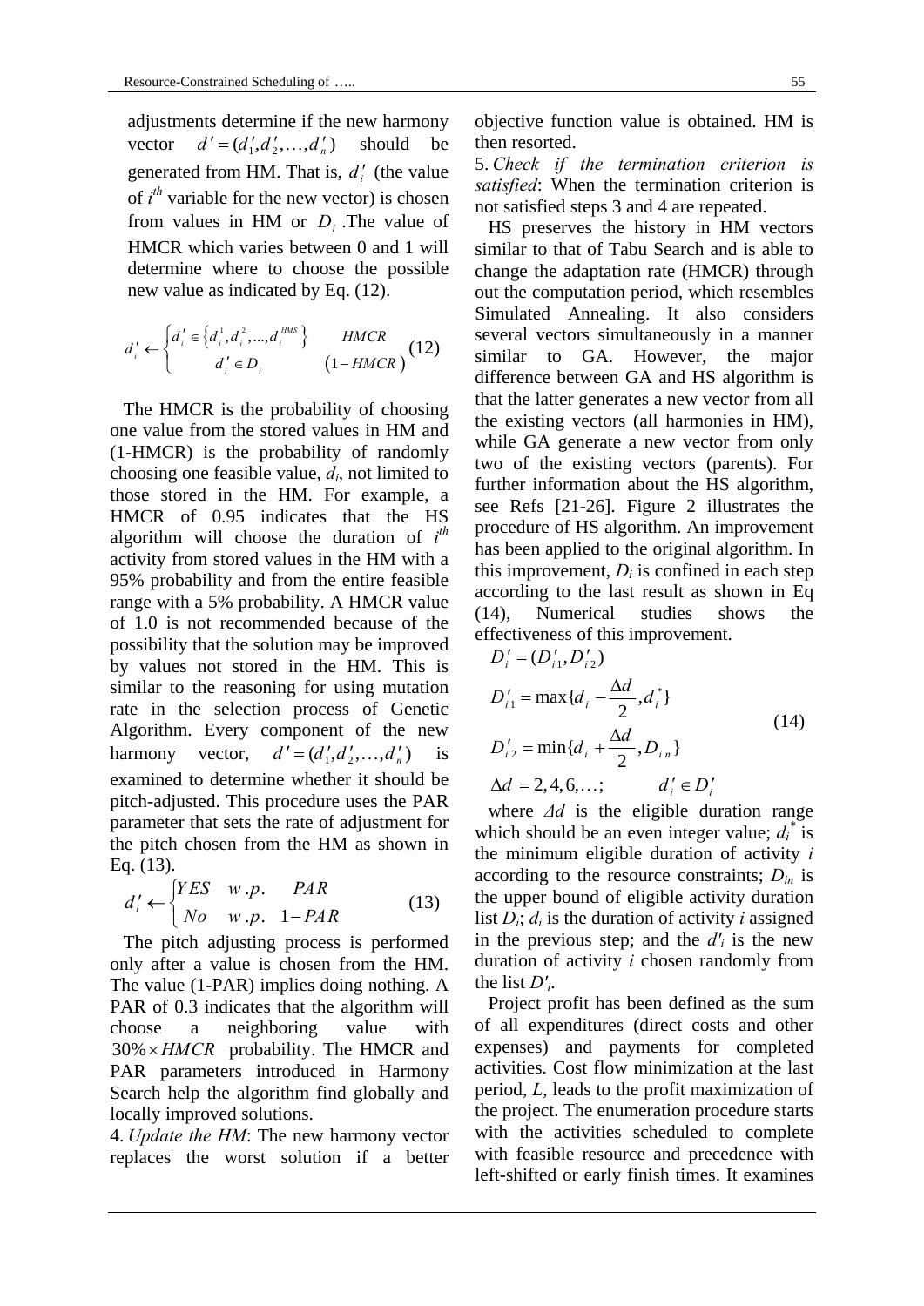adjustments determine if the new harmony vector $d' = (d'_1, d'_2, \ldots, d'_n)$ should be generated from HM. That is, $d'_i$ (the value of $i^{th}$ variable for the new vector) is chosen from values in HM or $D_i$. The value of HMCR which varies between 0 and 1 will determine where to choose the possible new value as indicated by Eq. (12).

$$d'_i \leftarrow \begin{cases} d'_i \in \left\{ d_i^1, d_i^2, \ldots, d_i^{HMS} \right\} & HMCR \\ d'_i \in D_i & (1 - HMCR) \end{cases} \quad (12)$$

The HMCR is the probability of choosing one value from the stored values in HM and (1-HMCR) is the probability of randomly choosing one feasible value, $d_i$, not limited to those stored in the HM. For example, a HMCR of 0.95 indicates that the HS algorithm will choose the duration of $i^{th}$ activity from stored values in the HM with a 95% probability and from the entire feasible range with a 5% probability. A HMCR value of 1.0 is not recommended because of the possibility that the solution may be improved by values not stored in the HM. This is similar to the reasoning for using mutation rate in the selection process of Genetic Algorithm. Every component of the new harmony vector, $d' = (d'_1, d'_2, \ldots, d'_n)$ is examined to determine whether it should be pitch-adjusted. This procedure uses the PAR parameter that sets the rate of adjustment for the pitch chosen from the HM as shown in Eq. (13).

$$d'_i \leftarrow \begin{cases} YES & w.p. \quad PAR \\ No & w.p. \quad 1 - PAR \end{cases} \quad (13)$$

The pitch adjusting process is performed only after a value is chosen from the HM. The value (1-PAR) implies doing nothing. A PAR of 0.3 indicates that the algorithm will choose a neighboring value with $30\% \times HMCR$ probability. The HMCR and PAR parameters introduced in Harmony Search help the algorithm find globally and locally improved solutions.

4. *Update the HM*: The new harmony vector replaces the worst solution if a better objective function value is obtained. HM is then resorted.

5. *Check if the termination criterion is satisfied*: When the termination criterion is not satisfied steps 3 and 4 are repeated.

HS preserves the history in HM vectors similar to that of Tabu Search and is able to change the adaptation rate (HMCR) through out the computation period, which resembles Simulated Annealing. It also considers several vectors simultaneously in a manner similar to GA. However, the major difference between GA and HS algorithm is that the latter generates a new vector from all the existing vectors (all harmonies in HM), while GA generate a new vector from only two of the existing vectors (parents). For further information about the HS algorithm, see Refs [21-26]. Figure 2 illustrates the procedure of HS algorithm. An improvement has been applied to the original algorithm. In this improvement, $D_i$ is confined in each step according to the last result as shown in Eq (14), Numerical studies shows the effectiveness of this improvement.

$$\begin{aligned} &D'_i = (D'_{i1}, D'_{i2}) \\ &D'_{i1} = \max\{d_i - \frac{\Delta d}{2}, d_i^*\} \\ &D'_{i2} = \min\{d_i + \frac{\Delta d}{2}, D_{in}\} \\ &\Delta d = 2, 4, 6, \ldots; \qquad d'_i \in D'_i \end{aligned} \quad (14)$$

where $\Delta d$ is the eligible duration range which should be an even integer value; $d_i^*$ is the minimum eligible duration of activity $i$ according to the resource constraints; $D_{in}$ is the upper bound of eligible activity duration list $D_i$; $d_i$ is the duration of activity $i$ assigned in the previous step; and the $d'_i$ is the new duration of activity $i$ chosen randomly from the list $D'_i$.

Project profit has been defined as the sum of all expenditures (direct costs and other expenses) and payments for completed activities. Cost flow minimization at the last period, $L$, leads to the profit maximization of the project. The enumeration procedure starts with the activities scheduled to complete with feasible resource and precedence with left-shifted or early finish times. It examines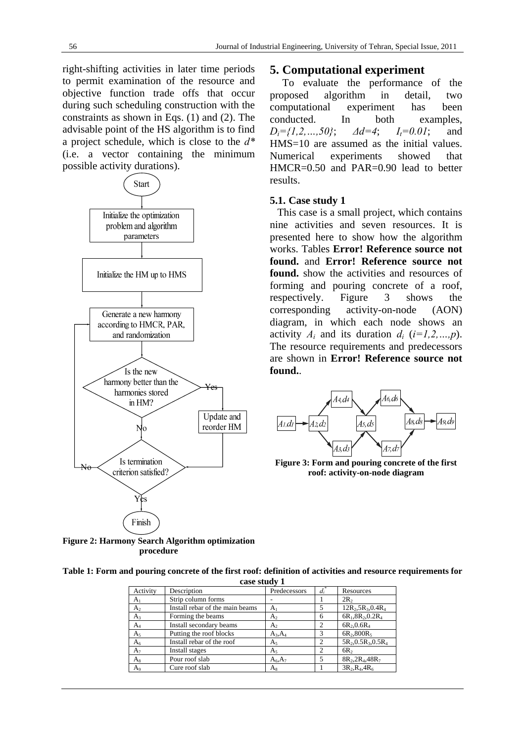right-shifting activities in later time periods to permit examination of the resource and objective function trade offs that occur during such scheduling construction with the constraints as shown in Eqs. (1) and (2). The advisable point of the HS algorithm is to find a project schedule, which is close to the $d^*$ (i.e. a vector containing the minimum possible activity durations).

Figure 2: Harmony Search Algorithm optimization procedure

## 5. Computational experiment

To evaluate the performance of the proposed algorithm in detail, two computational experiment has been conducted. In both examples, $D_i=\{1,2,\ldots,50\}$; $\Delta d=4$; $I_t=0.01$; and HMS=10 are assumed as the initial values. Numerical experiments showed that HMCR=0.50 and PAR=0.90 lead to better results.

### 5.1. Case study 1

This case is a small project, which contains nine activities and seven resources. It is presented here to show how the algorithm works. Tables **Error! Reference source not found.** and **Error! Reference source not found.** show the activities and resources of forming and pouring concrete of a roof, respectively. Figure 3 shows the corresponding activity-on-node (AON) diagram, in which each node shows an activity $A_i$ and its duration $d_i$ ($i=1,2,\ldots,p$). The resource requirements and predecessors are shown in **Error! Reference source not found.**.

Figure 3: Form and pouring concrete of the first roof: activity-on-node diagram

**Table 1: Form and pouring concrete of the first roof: definition of activities and resource requirements for case study 1**

| Activity | Description | Predecessors | $d_i^*$ | Resources |
|---|---|---|---|---|
| $A_1$ | Strip column forms | - | 1 | $2R_2$ |
| $A_2$ | Install rebar of the main beams | $A_1$ | 5 | $12R_2$,$5R_3$,$0.4R_4$ |
| $A_3$ | Forming the beams | $A_2$ | 6 | $6R_1$,$8R_2$,$0.2R_4$ |
| $A_4$ | Install secondary beams | $A_2$ | 2 | $6R_2$,$0.6R_4$ |
| $A_5$ | Putting the roof blocks | $A_3$,$A_4$ | 3 | $6R_2$,$800R_5$ |
| $A_6$ | Install rebar of the roof | $A_5$ | 2 | $5R_2$,$0.5R_3$,$0.5R_4$ |
| $A_7$ | Install stages | $A_5$ | 2 | $6R_2$ |
| $A_8$ | Pour roof slab | $A_6$,$A_7$ | 5 | $8R_2$,$2R_4$,$48R_7$ |
| $A_9$ | Cure roof slab | $A_8$ | 1 | $3R_2$,$R_4$,$4R_6$ |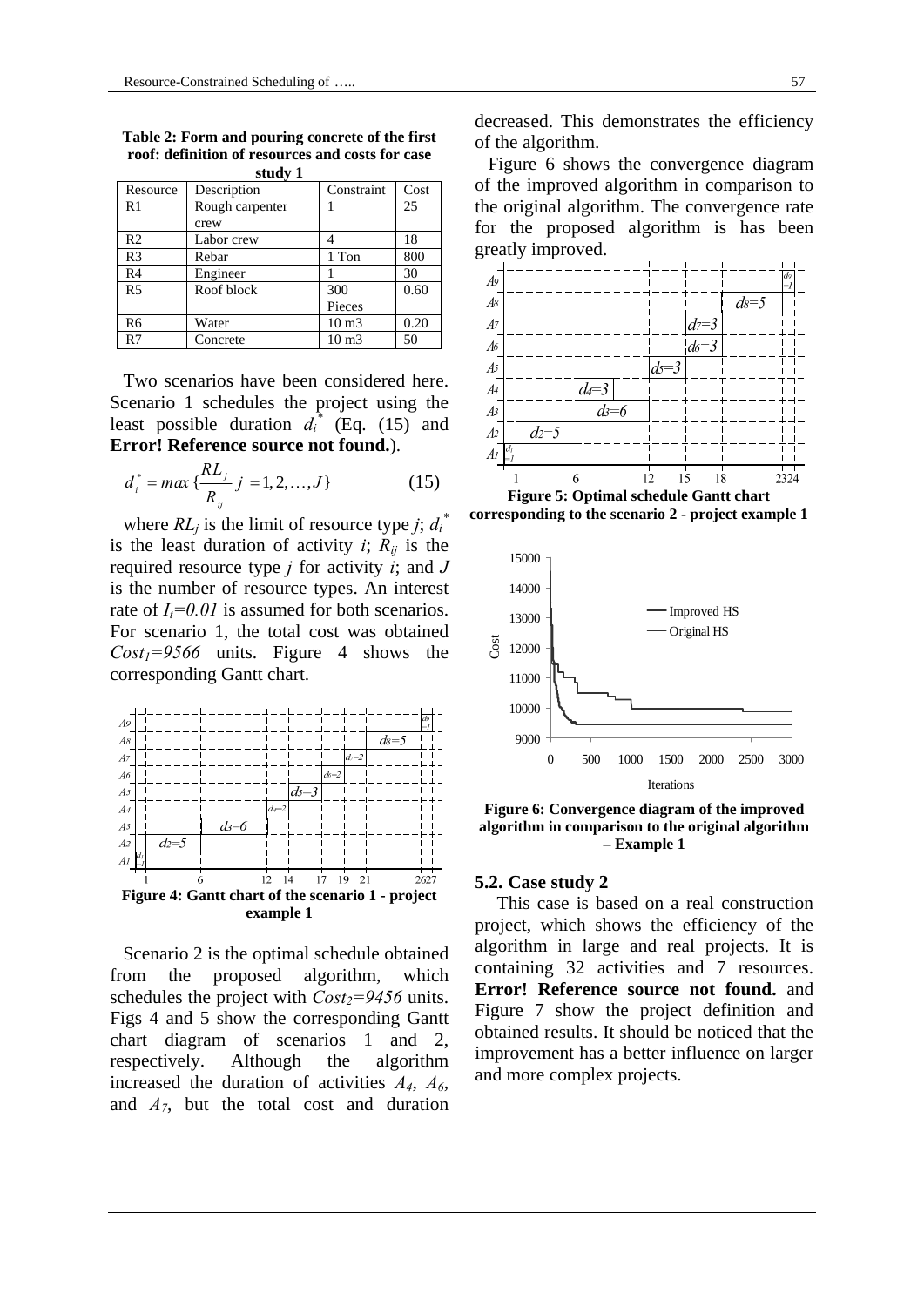**Table 2: Form and pouring concrete of the first roof: definition of resources and costs for case study 1**

| Resource | Description | Constraint | Cost |
|---|---|---|---|
| R1 | Rough carpenter crew | 1 | 25 |
| R2 | Labor crew | 4 | 18 |
| R3 | Rebar | 1 Ton | 800 |
| R4 | Engineer | 1 | 30 |
| R5 | Roof block | 300 Pieces | 0.60 |
| R6 | Water | 10 m3 | 0.20 |
| R7 | Concrete | 10 m3 | 50 |

Two scenarios have been considered here. Scenario 1 schedules the project using the least possible duration $d_i^*$ (Eq. (15) and **Error! Reference source not found.**).

$$d_i^* = max\{\frac{RL_j}{R_{ij}} \; j = 1, 2, \ldots, J\} \qquad (15)$$

where $RL_j$ is the limit of resource type $j$; $d_i^*$ is the least duration of activity $i$; $R_{ij}$ is the required resource type $j$ for activity $i$; and $J$ is the number of resource types. An interest rate of $I_t=0.01$ is assumed for both scenarios. For scenario 1, the total cost was obtained $Cost_1=9566$ units. Figure 4 shows the corresponding Gantt chart.

**Figure 4: Gantt chart of the scenario 1 - project example 1**

Scenario 2 is the optimal schedule obtained from the proposed algorithm, which schedules the project with $Cost_2=9456$ units. Figs 4 and 5 show the corresponding Gantt chart diagram of scenarios 1 and 2, respectively. Although the algorithm increased the duration of activities $A_4$, $A_6$, and $A_7$, but the total cost and duration decreased. This demonstrates the efficiency of the algorithm.

Figure 6 shows the convergence diagram of the improved algorithm in comparison to the original algorithm. The convergence rate for the proposed algorithm is has been greatly improved.

**Figure 5: Optimal schedule Gantt chart corresponding to the scenario 2 - project example 1**

**Figure 6: Convergence diagram of the improved algorithm in comparison to the original algorithm – Example 1**

### 5.2. Case study 2

This case is based on a real construction project, which shows the efficiency of the algorithm in large and real projects. It is containing 32 activities and 7 resources. **Error! Reference source not found.** and Figure 7 show the project definition and obtained results. It should be noticed that the improvement has a better influence on larger and more complex projects.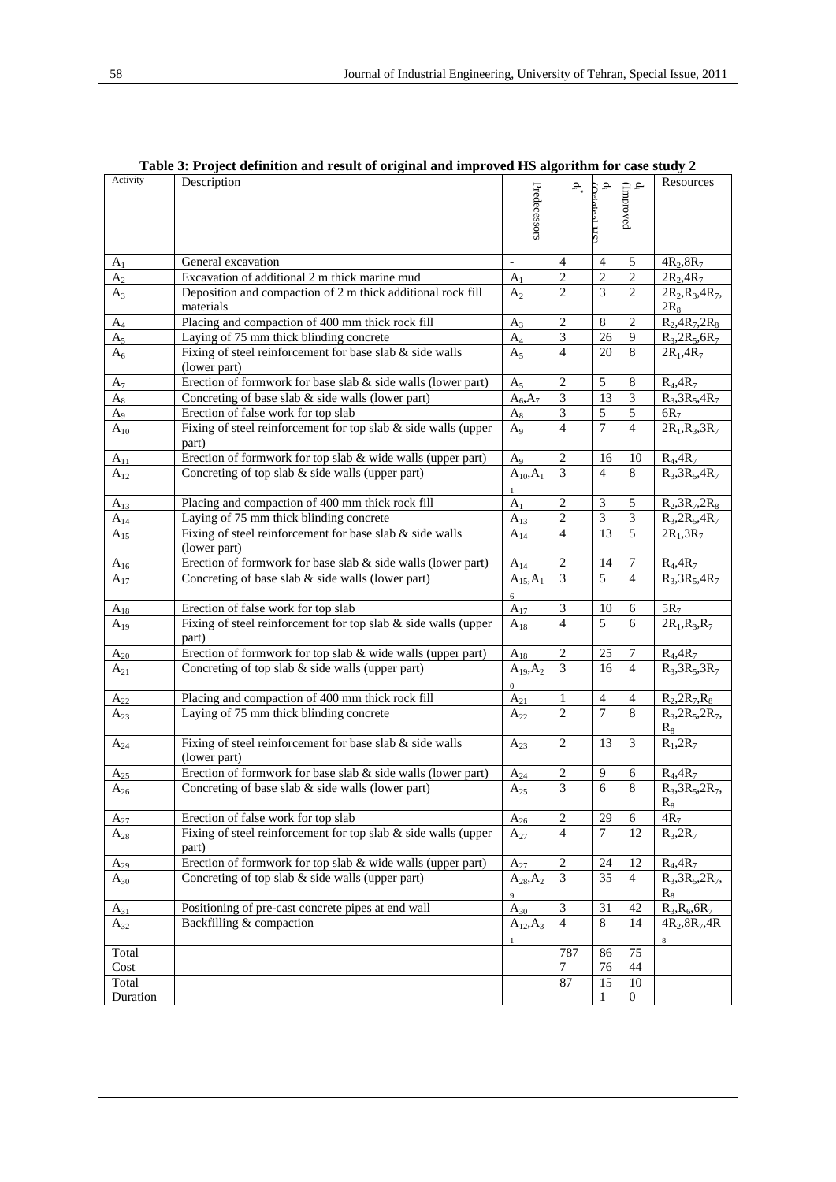**Table 3: Project definition and result of original and improved HS algorithm for case study 2**

| Activity | Description | Predecessors | $d_i^*$ | $d_i$ (Original HS) | $d_i$ (Improved) | Resources |
|---|---|---|---|---|---|---|
| $A_1$ | General excavation | - | 4 | 4 | 5 | $4R_2, 8R_7$ |
| $A_2$ | Excavation of additional 2 m thick marine mud | $A_1$ | 2 | 2 | 2 | $2R_2, 4R_7$ |
| $A_3$ | Deposition and compaction of 2 m thick additional rock fill materials | $A_2$ | 2 | 3 | 2 | $2R_2, R_3, 4R_7, 2R_8$ |
| $A_4$ | Placing and compaction of 400 mm thick rock fill | $A_3$ | 2 | 8 | 2 | $R_2, 4R_7, 2R_8$ |
| $A_5$ | Laying of 75 mm thick blinding concrete | $A_4$ | 3 | 26 | 9 | $R_3, 2R_5, 6R_7$ |
| $A_6$ | Fixing of steel reinforcement for base slab & side walls (lower part) | $A_5$ | 4 | 20 | 8 | $2R_1, 4R_7$ |
| $A_7$ | Erection of formwork for base slab & side walls (lower part) | $A_5$ | 2 | 5 | 8 | $R_4, 4R_7$ |
| $A_8$ | Concreting of base slab & side walls (lower part) | $A_6, A_7$ | 3 | 13 | 3 | $R_3, 3R_5, 4R_7$ |
| $A_9$ | Erection of false work for top slab | $A_8$ | 3 | 5 | 5 | $6R_7$ |
| $A_{10}$ | Fixing of steel reinforcement for top slab & side walls (upper part) | $A_9$ | 4 | 7 | 4 | $2R_1, R_3, 3R_7$ |
| $A_{11}$ | Erection of formwork for top slab & wide walls (upper part) | $A_9$ | 2 | 16 | 10 | $R_4, 4R_7$ |
| $A_{12}$ | Concreting of top slab & side walls (upper part) | $A_{10}, A_{11}$ | 3 | 4 | 8 | $R_3, 3R_5, 4R_7$ |
| $A_{13}$ | Placing and compaction of 400 mm thick rock fill | $A_1$ | 2 | 3 | 5 | $R_2, 3R_7, 2R_8$ |
| $A_{14}$ | Laying of 75 mm thick blinding concrete | $A_{13}$ | 2 | 3 | 3 | $R_3, 2R_5, 4R_7$ |
| $A_{15}$ | Fixing of steel reinforcement for base slab & side walls (lower part) | $A_{14}$ | 4 | 13 | 5 | $2R_1, 3R_7$ |
| $A_{16}$ | Erection of formwork for base slab & side walls (lower part) | $A_{14}$ | 2 | 14 | 7 | $R_4, 4R_7$ |
| $A_{17}$ | Concreting of base slab & side walls (lower part) | $A_{15}, A_{16}$ | 3 | 5 | 4 | $R_3, 3R_5, 4R_7$ |
| $A_{18}$ | Erection of false work for top slab | $A_{17}$ | 3 | 10 | 6 | $5R_7$ |
| $A_{19}$ | Fixing of steel reinforcement for top slab & side walls (upper part) | $A_{18}$ | 4 | 5 | 6 | $2R_1, R_3, R_7$ |
| $A_{20}$ | Erection of formwork for top slab & wide walls (upper part) | $A_{18}$ | 2 | 25 | 7 | $R_4, 4R_7$ |
| $A_{21}$ | Concreting of top slab & side walls (upper part) | $A_{19}, A_{20}$ | 3 | 16 | 4 | $R_3, 3R_5, 3R_7$ |
| $A_{22}$ | Placing and compaction of 400 mm thick rock fill | $A_{21}$ | 1 | 4 | 4 | $R_2, 2R_7, R_8$ |
| $A_{23}$ | Laying of 75 mm thick blinding concrete | $A_{22}$ | 2 | 7 | 8 | $R_3, 2R_5, 2R_7, R_8$ |
| $A_{24}$ | Fixing of steel reinforcement for base slab & side walls (lower part) | $A_{23}$ | 2 | 13 | 3 | $R_1, 2R_7$ |
| $A_{25}$ | Erection of formwork for base slab & side walls (lower part) | $A_{24}$ | 2 | 9 | 6 | $R_4, 4R_7$ |
| $A_{26}$ | Concreting of base slab & side walls (lower part) | $A_{25}$ | 3 | 6 | 8 | $R_3, 3R_5, 2R_7, R_8$ |
| $A_{27}$ | Erection of false work for top slab | $A_{26}$ | 2 | 29 | 6 | $4R_7$ |
| $A_{28}$ | Fixing of steel reinforcement for top slab & side walls (upper part) | $A_{27}$ | 4 | 7 | 12 | $R_3, 2R_7$ |
| $A_{29}$ | Erection of formwork for top slab & wide walls (upper part) | $A_{27}$ | 2 | 24 | 12 | $R_4, 4R_7$ |
| $A_{30}$ | Concreting of top slab & side walls (upper part) | $A_{28}, A_{29}$ | 3 | 35 | 4 | $R_3, 3R_5, 2R_7, R_8$ |
| $A_{31}$ | Positioning of pre-cast concrete pipes at end wall | $A_{30}$ | 3 | 31 | 42 | $R_3, R_6, 6R_7$ |
| $A_{32}$ | Backfilling & compaction | $A_{12}, A_{31}$ | 4 | 8 | 14 | $4R_2, 8R_7, 4R_8$ |
| Total Cost | | | 7877 | 8676 | 7544 | |
| Total Duration | | | 87 | 151 | 100 | |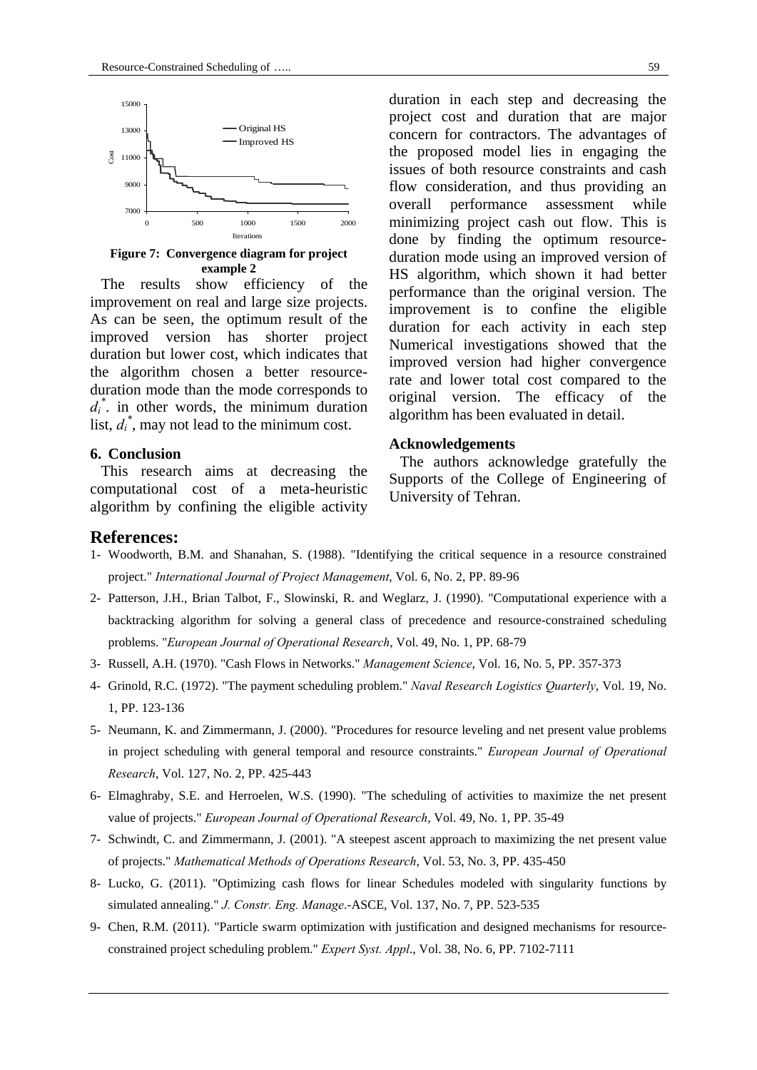**Figure 7: Convergence diagram for project example 2**

The results show efficiency of the improvement on real and large size projects. As can be seen, the optimum result of the improved version has shorter project duration but lower cost, which indicates that the algorithm chosen a better resource-duration mode than the mode corresponds to $d_i^*$. in other words, the minimum duration list, $d_i^*$, may not lead to the minimum cost.

## 6. Conclusion

This research aims at decreasing the computational cost of a meta-heuristic algorithm by confining the eligible activity duration in each step and decreasing the project cost and duration that are major concern for contractors. The advantages of the proposed model lies in engaging the issues of both resource constraints and cash flow consideration, and thus providing an overall performance assessment while minimizing project cash out flow. This is done by finding the optimum resource-duration mode using an improved version of HS algorithm, which shown it had better performance than the original version. The improvement is to confine the eligible duration for each activity in each step Numerical investigations showed that the improved version had higher convergence rate and lower total cost compared to the original version. The efficacy of the algorithm has been evaluated in detail.

## Acknowledgements

The authors acknowledge gratefully the Supports of the College of Engineering of University of Tehran.

## References:

1- Woodworth, B.M. and Shanahan, S. (1988). "Identifying the critical sequence in a resource constrained project." *International Journal of Project Management*, Vol. 6, No. 2, PP. 89-96

2- Patterson, J.H., Brian Talbot, F., Slowinski, R. and Weglarz, J. (1990). "Computational experience with a backtracking algorithm for solving a general class of precedence and resource-constrained scheduling problems. "*European Journal of Operational Research*, Vol. 49, No. 1, PP. 68-79

3- Russell, A.H. (1970). "Cash Flows in Networks." *Management Science*, Vol. 16, No. 5, PP. 357-373

4- Grinold, R.C. (1972). "The payment scheduling problem." *Naval Research Logistics Quarterly*, Vol. 19, No. 1, PP. 123-136

5- Neumann, K. and Zimmermann, J. (2000). "Procedures for resource leveling and net present value problems in project scheduling with general temporal and resource constraints." *European Journal of Operational Research*, Vol. 127, No. 2, PP. 425-443

6- Elmaghraby, S.E. and Herroelen, W.S. (1990). "The scheduling of activities to maximize the net present value of projects." *European Journal of Operational Research*, Vol. 49, No. 1, PP. 35-49

7- Schwindt, C. and Zimmermann, J. (2001). "A steepest ascent approach to maximizing the net present value of projects." *Mathematical Methods of Operations Research*, Vol. 53, No. 3, PP. 435-450

8- Lucko, G. (2011). "Optimizing cash flows for linear Schedules modeled with singularity functions by simulated annealing." *J. Constr. Eng. Manage*.-ASCE, Vol. 137, No. 7, PP. 523-535

9- Chen, R.M. (2011). "Particle swarm optimization with justification and designed mechanisms for resource-constrained project scheduling problem." *Expert Syst. Appl*., Vol. 38, No. 6, PP. 7102-7111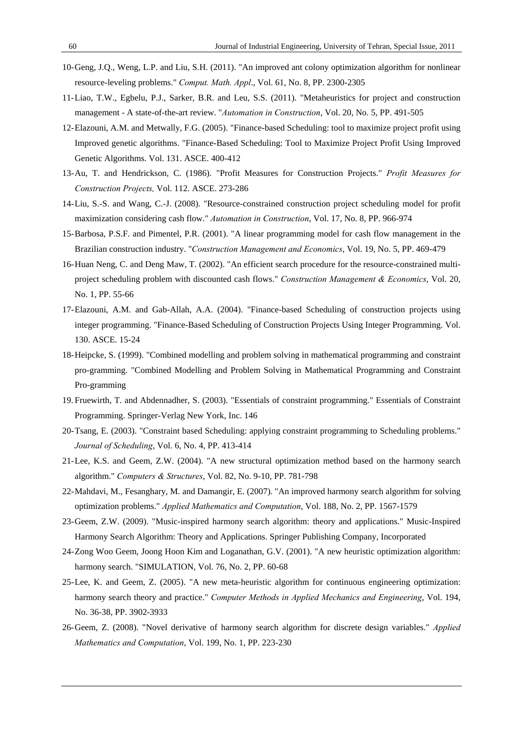10- Geng, J.Q., Weng, L.P. and Liu, S.H. (2011). "An improved ant colony optimization algorithm for nonlinear resource-leveling problems." *Comput. Math. Appl*., Vol. 61, No. 8, PP. 2300-2305

11- Liao, T.W., Egbelu, P.J., Sarker, B.R. and Leu, S.S. (2011). "Metaheuristics for project and construction management - A state-of-the-art review. "*Automation in Construction*, Vol. 20, No. 5, PP. 491-505

12- Elazouni, A.M. and Metwally, F.G. (2005). "Finance-based Scheduling: tool to maximize project profit using Improved genetic algorithms. "Finance-Based Scheduling: Tool to Maximize Project Profit Using Improved Genetic Algorithms. Vol. 131. ASCE. 400-412

13- Au, T. and Hendrickson, C. (1986). "Profit Measures for Construction Projects." *Profit Measures for Construction Projects,* Vol. 112. ASCE. 273-286

14- Liu, S.-S. and Wang, C.-J. (2008). "Resource-constrained construction project scheduling model for profit maximization considering cash flow." *Automation in Construction*, Vol. 17, No. 8, PP. 966-974

15- Barbosa, P.S.F. and Pimentel, P.R. (2001). "A linear programming model for cash flow management in the Brazilian construction industry. "*Construction Management and Economics*, Vol. 19, No. 5, PP. 469-479

16- Huan Neng, C. and Deng Maw, T. (2002). "An efficient search procedure for the resource-constrained multi-project scheduling problem with discounted cash flows." *Construction Management & Economics*, Vol. 20, No. 1, PP. 55-66

17- Elazouni, A.M. and Gab-Allah, A.A. (2004). "Finance-based Scheduling of construction projects using integer programming. "Finance-Based Scheduling of Construction Projects Using Integer Programming. Vol. 130. ASCE. 15-24

18- Heipcke, S. (1999). "Combined modelling and problem solving in mathematical programming and constraint pro-gramming. "Combined Modelling and Problem Solving in Mathematical Programming and Constraint Pro-gramming

19. Fruewirth, T. and Abdennadher, S. (2003). "Essentials of constraint programming." Essentials of Constraint Programming. Springer-Verlag New York, Inc. 146

20- Tsang, E. (2003). "Constraint based Scheduling: applying constraint programming to Scheduling problems." *Journal of Scheduling*, Vol. 6, No. 4, PP. 413-414

21- Lee, K.S. and Geem, Z.W. (2004). "A new structural optimization method based on the harmony search algorithm." *Computers & Structures*, Vol. 82, No. 9-10, PP. 781-798

22- Mahdavi, M., Fesanghary, M. and Damangir, E. (2007). "An improved harmony search algorithm for solving optimization problems." *Applied Mathematics and Computation*, Vol. 188, No. 2, PP. 1567-1579

23- Geem, Z.W. (2009). "Music-inspired harmony search algorithm: theory and applications." Music-Inspired Harmony Search Algorithm: Theory and Applications. Springer Publishing Company, Incorporated

24- Zong Woo Geem, Joong Hoon Kim and Loganathan, G.V. (2001). "A new heuristic optimization algorithm: harmony search. "SIMULATION, Vol. 76, No. 2, PP. 60-68

25- Lee, K. and Geem, Z. (2005). "A new meta-heuristic algorithm for continuous engineering optimization: harmony search theory and practice." *Computer Methods in Applied Mechanics and Engineering*, Vol. 194, No. 36-38, PP. 3902-3933

26- Geem, Z. (2008). "Novel derivative of harmony search algorithm for discrete design variables." *Applied Mathematics and Computation*, Vol. 199, No. 1, PP. 223-230